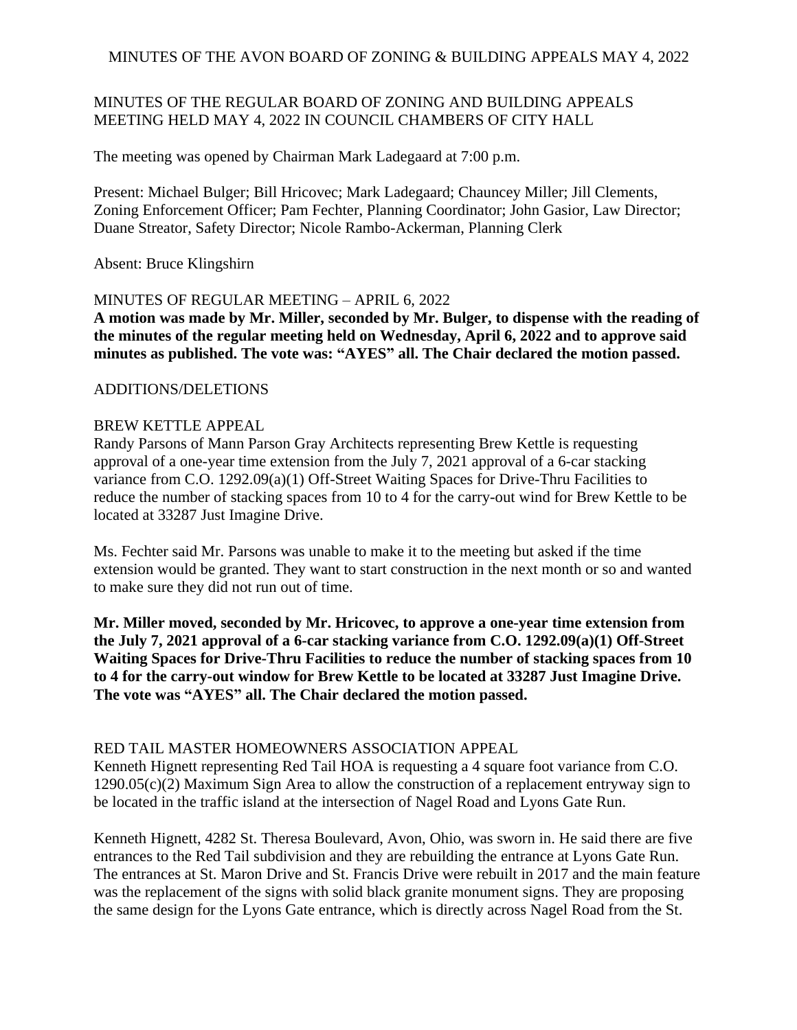MINUTES OF THE REGULAR BOARD OF ZONING AND BUILDING APPEALS MEETING HELD MAY 4, 2022 IN COUNCIL CHAMBERS OF CITY HALL

The meeting was opened by Chairman Mark Ladegaard at 7:00 p.m.

Present: Michael Bulger; Bill Hricovec; Mark Ladegaard; Chauncey Miller; Jill Clements, Zoning Enforcement Officer; Pam Fechter, Planning Coordinator; John Gasior, Law Director; Duane Streator, Safety Director; Nicole Rambo-Ackerman, Planning Clerk

Absent: Bruce Klingshirn

MINUTES OF REGULAR MEETING – APRIL 6, 2022

**A motion was made by Mr. Miller, seconded by Mr. Bulger, to dispense with the reading of the minutes of the regular meeting held on Wednesday, April 6, 2022 and to approve said minutes as published. The vote was: "AYES" all. The Chair declared the motion passed.**

ADDITIONS/DELETIONS

BREW KETTLE APPEAL

Randy Parsons of Mann Parson Gray Architects representing Brew Kettle is requesting approval of a one-year time extension from the July 7, 2021 approval of a 6-car stacking variance from C.O. 1292.09(a)(1) Off-Street Waiting Spaces for Drive-Thru Facilities to reduce the number of stacking spaces from 10 to 4 for the carry-out wind for Brew Kettle to be located at 33287 Just Imagine Drive.

Ms. Fechter said Mr. Parsons was unable to make it to the meeting but asked if the time extension would be granted. They want to start construction in the next month or so and wanted to make sure they did not run out of time.

**Mr. Miller moved, seconded by Mr. Hricovec, to approve a one-year time extension from the July 7, 2021 approval of a 6-car stacking variance from C.O. 1292.09(a)(1) Off-Street Waiting Spaces for Drive-Thru Facilities to reduce the number of stacking spaces from 10 to 4 for the carry-out window for Brew Kettle to be located at 33287 Just Imagine Drive. The vote was "AYES" all. The Chair declared the motion passed.**

RED TAIL MASTER HOMEOWNERS ASSOCIATION APPEAL

Kenneth Hignett representing Red Tail HOA is requesting a 4 square foot variance from C.O. 1290.05(c)(2) Maximum Sign Area to allow the construction of a replacement entryway sign to be located in the traffic island at the intersection of Nagel Road and Lyons Gate Run.

Kenneth Hignett, 4282 St. Theresa Boulevard, Avon, Ohio, was sworn in. He said there are five entrances to the Red Tail subdivision and they are rebuilding the entrance at Lyons Gate Run. The entrances at St. Maron Drive and St. Francis Drive were rebuilt in 2017 and the main feature was the replacement of the signs with solid black granite monument signs. They are proposing the same design for the Lyons Gate entrance, which is directly across Nagel Road from the St.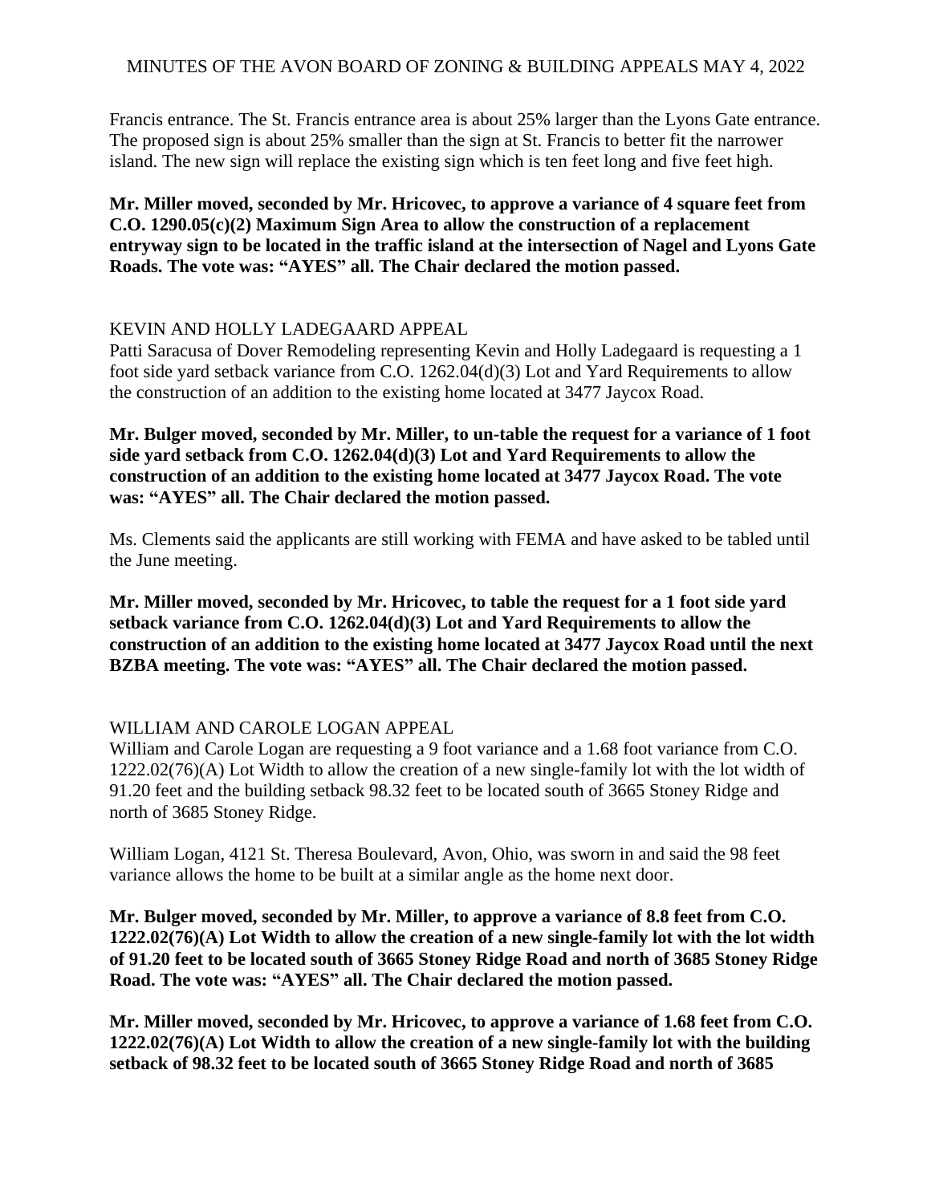Francis entrance. The St. Francis entrance area is about 25% larger than the Lyons Gate entrance. The proposed sign is about 25% smaller than the sign at St. Francis to better fit the narrower island. The new sign will replace the existing sign which is ten feet long and five feet high.

**Mr. Miller moved, seconded by Mr. Hricovec, to approve a variance of 4 square feet from C.O. 1290.05(c)(2) Maximum Sign Area to allow the construction of a replacement entryway sign to be located in the traffic island at the intersection of Nagel and Lyons Gate Roads. The vote was: "AYES" all. The Chair declared the motion passed.**

KEVIN AND HOLLY LADEGAARD APPEAL

Patti Saracusa of Dover Remodeling representing Kevin and Holly Ladegaard is requesting a 1 foot side yard setback variance from C.O. 1262.04(d)(3) Lot and Yard Requirements to allow the construction of an addition to the existing home located at 3477 Jaycox Road.

**Mr. Bulger moved, seconded by Mr. Miller, to un-table the request for a variance of 1 foot side yard setback from C.O. 1262.04(d)(3) Lot and Yard Requirements to allow the construction of an addition to the existing home located at 3477 Jaycox Road. The vote was: "AYES" all. The Chair declared the motion passed.**

Ms. Clements said the applicants are still working with FEMA and have asked to be tabled until the June meeting.

**Mr. Miller moved, seconded by Mr. Hricovec, to table the request for a 1 foot side yard setback variance from C.O. 1262.04(d)(3) Lot and Yard Requirements to allow the construction of an addition to the existing home located at 3477 Jaycox Road until the next BZBA meeting. The vote was: "AYES" all. The Chair declared the motion passed.**

WILLIAM AND CAROLE LOGAN APPEAL

William and Carole Logan are requesting a 9 foot variance and a 1.68 foot variance from C.O. 1222.02(76)(A) Lot Width to allow the creation of a new single-family lot with the lot width of 91.20 feet and the building setback 98.32 feet to be located south of 3665 Stoney Ridge and north of 3685 Stoney Ridge.

William Logan, 4121 St. Theresa Boulevard, Avon, Ohio, was sworn in and said the 98 feet variance allows the home to be built at a similar angle as the home next door.

**Mr. Bulger moved, seconded by Mr. Miller, to approve a variance of 8.8 feet from C.O. 1222.02(76)(A) Lot Width to allow the creation of a new single-family lot with the lot width of 91.20 feet to be located south of 3665 Stoney Ridge Road and north of 3685 Stoney Ridge Road. The vote was: "AYES" all. The Chair declared the motion passed.**

**Mr. Miller moved, seconded by Mr. Hricovec, to approve a variance of 1.68 feet from C.O. 1222.02(76)(A) Lot Width to allow the creation of a new single-family lot with the building setback of 98.32 feet to be located south of 3665 Stoney Ridge Road and north of 3685**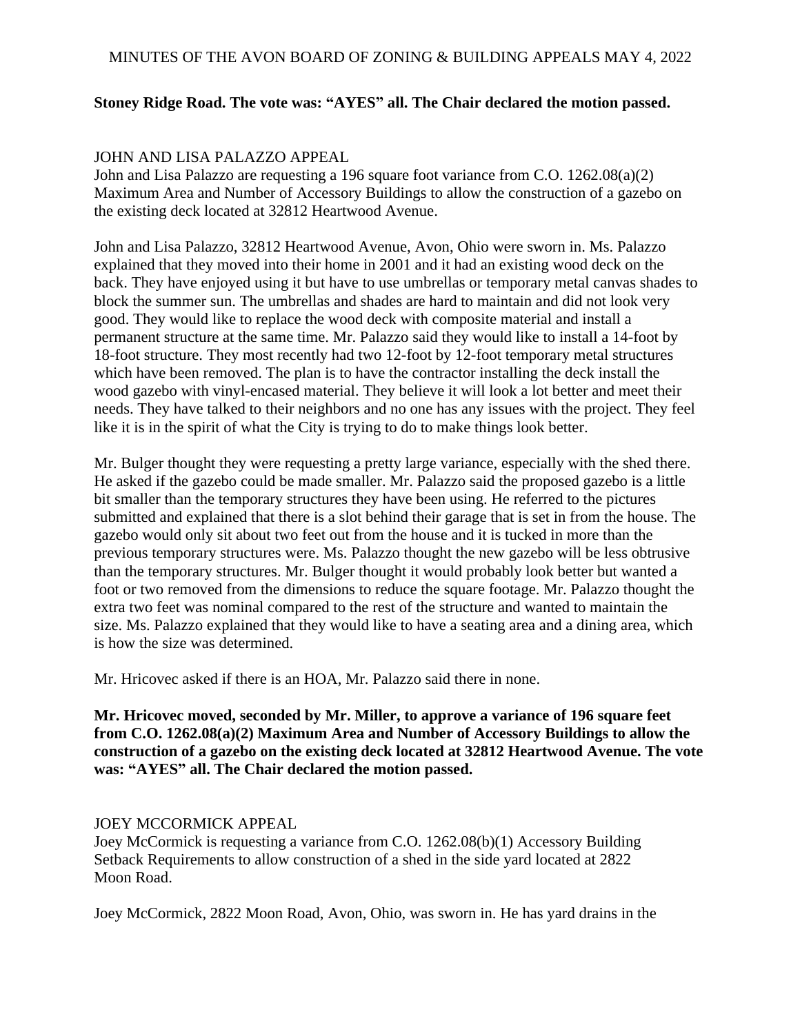**Stoney Ridge Road. The vote was: "AYES" all. The Chair declared the motion passed.**

JOHN AND LISA PALAZZO APPEAL

John and Lisa Palazzo are requesting a 196 square foot variance from C.O. 1262.08(a)(2) Maximum Area and Number of Accessory Buildings to allow the construction of a gazebo on the existing deck located at 32812 Heartwood Avenue.

John and Lisa Palazzo, 32812 Heartwood Avenue, Avon, Ohio were sworn in. Ms. Palazzo explained that they moved into their home in 2001 and it had an existing wood deck on the back. They have enjoyed using it but have to use umbrellas or temporary metal canvas shades to block the summer sun. The umbrellas and shades are hard to maintain and did not look very good. They would like to replace the wood deck with composite material and install a permanent structure at the same time. Mr. Palazzo said they would like to install a 14-foot by 18-foot structure. They most recently had two 12-foot by 12-foot temporary metal structures which have been removed. The plan is to have the contractor installing the deck install the wood gazebo with vinyl-encased material. They believe it will look a lot better and meet their needs. They have talked to their neighbors and no one has any issues with the project. They feel like it is in the spirit of what the City is trying to do to make things look better.

Mr. Bulger thought they were requesting a pretty large variance, especially with the shed there. He asked if the gazebo could be made smaller. Mr. Palazzo said the proposed gazebo is a little bit smaller than the temporary structures they have been using. He referred to the pictures submitted and explained that there is a slot behind their garage that is set in from the house. The gazebo would only sit about two feet out from the house and it is tucked in more than the previous temporary structures were. Ms. Palazzo thought the new gazebo will be less obtrusive than the temporary structures. Mr. Bulger thought it would probably look better but wanted a foot or two removed from the dimensions to reduce the square footage. Mr. Palazzo thought the extra two feet was nominal compared to the rest of the structure and wanted to maintain the size. Ms. Palazzo explained that they would like to have a seating area and a dining area, which is how the size was determined.

Mr. Hricovec asked if there is an HOA, Mr. Palazzo said there in none.

**Mr. Hricovec moved, seconded by Mr. Miller, to approve a variance of 196 square feet from C.O. 1262.08(a)(2) Maximum Area and Number of Accessory Buildings to allow the construction of a gazebo on the existing deck located at 32812 Heartwood Avenue. The vote was: "AYES" all. The Chair declared the motion passed.**

JOEY MCCORMICK APPEAL

Joey McCormick is requesting a variance from C.O. 1262.08(b)(1) Accessory Building Setback Requirements to allow construction of a shed in the side yard located at 2822 Moon Road.

Joey McCormick, 2822 Moon Road, Avon, Ohio, was sworn in. He has yard drains in the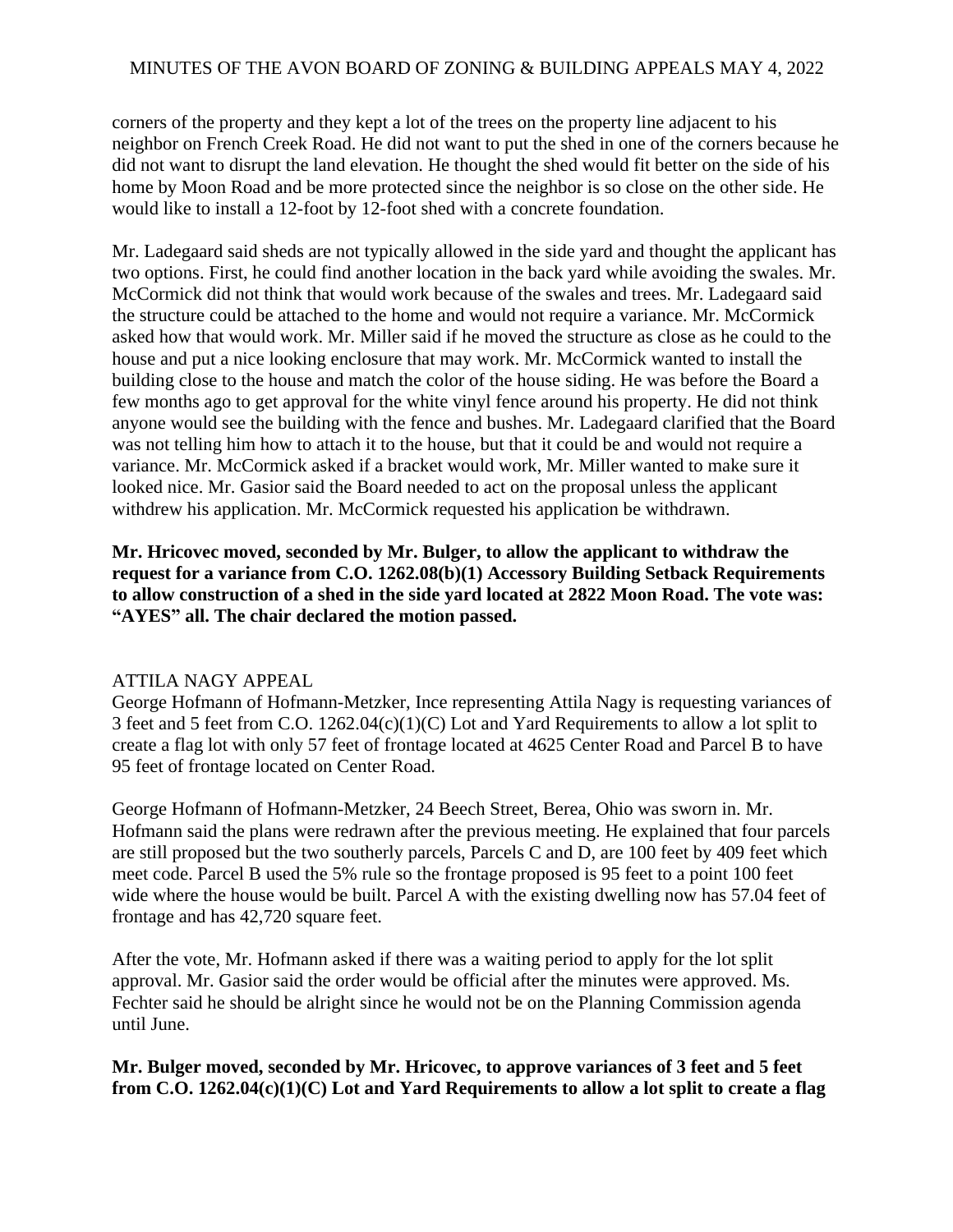corners of the property and they kept a lot of the trees on the property line adjacent to his neighbor on French Creek Road. He did not want to put the shed in one of the corners because he did not want to disrupt the land elevation. He thought the shed would fit better on the side of his home by Moon Road and be more protected since the neighbor is so close on the other side. He would like to install a 12-foot by 12-foot shed with a concrete foundation.

Mr. Ladegaard said sheds are not typically allowed in the side yard and thought the applicant has two options. First, he could find another location in the back yard while avoiding the swales. Mr. McCormick did not think that would work because of the swales and trees. Mr. Ladegaard said the structure could be attached to the home and would not require a variance. Mr. McCormick asked how that would work. Mr. Miller said if he moved the structure as close as he could to the house and put a nice looking enclosure that may work. Mr. McCormick wanted to install the building close to the house and match the color of the house siding. He was before the Board a few months ago to get approval for the white vinyl fence around his property. He did not think anyone would see the building with the fence and bushes. Mr. Ladegaard clarified that the Board was not telling him how to attach it to the house, but that it could be and would not require a variance. Mr. McCormick asked if a bracket would work, Mr. Miller wanted to make sure it looked nice. Mr. Gasior said the Board needed to act on the proposal unless the applicant withdrew his application. Mr. McCormick requested his application be withdrawn.

**Mr. Hricovec moved, seconded by Mr. Bulger, to allow the applicant to withdraw the request for a variance from C.O. 1262.08(b)(1) Accessory Building Setback Requirements to allow construction of a shed in the side yard located at 2822 Moon Road. The vote was: "AYES" all. The chair declared the motion passed.**

ATTILA NAGY APPEAL

George Hofmann of Hofmann-Metzker, Ince representing Attila Nagy is requesting variances of 3 feet and 5 feet from C.O. 1262.04(c)(1)(C) Lot and Yard Requirements to allow a lot split to create a flag lot with only 57 feet of frontage located at 4625 Center Road and Parcel B to have 95 feet of frontage located on Center Road.

George Hofmann of Hofmann-Metzker, 24 Beech Street, Berea, Ohio was sworn in. Mr. Hofmann said the plans were redrawn after the previous meeting. He explained that four parcels are still proposed but the two southerly parcels, Parcels C and D, are 100 feet by 409 feet which meet code. Parcel B used the 5% rule so the frontage proposed is 95 feet to a point 100 feet wide where the house would be built. Parcel A with the existing dwelling now has 57.04 feet of frontage and has 42,720 square feet.

After the vote, Mr. Hofmann asked if there was a waiting period to apply for the lot split approval. Mr. Gasior said the order would be official after the minutes were approved. Ms. Fechter said he should be alright since he would not be on the Planning Commission agenda until June.

**Mr. Bulger moved, seconded by Mr. Hricovec, to approve variances of 3 feet and 5 feet from C.O. 1262.04(c)(1)(C) Lot and Yard Requirements to allow a lot split to create a flag**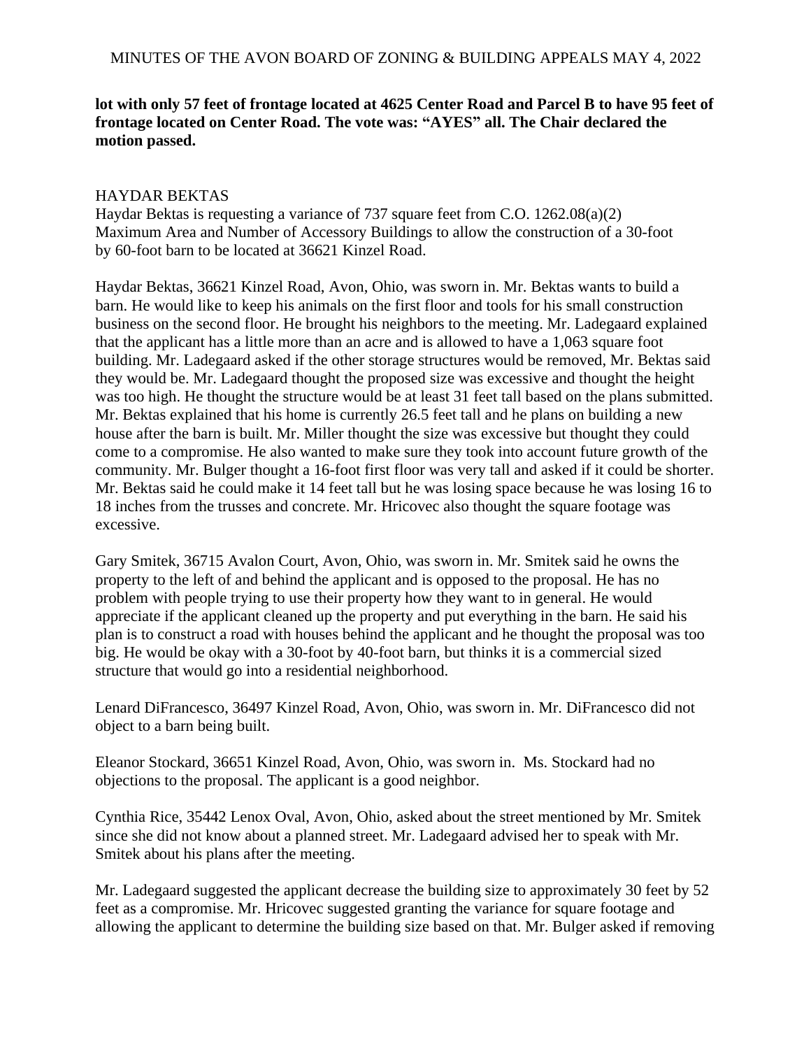**lot with only 57 feet of frontage located at 4625 Center Road and Parcel B to have 95 feet of frontage located on Center Road. The vote was: "AYES" all. The Chair declared the motion passed.**

HAYDAR BEKTAS

Haydar Bektas is requesting a variance of 737 square feet from C.O. 1262.08(a)(2) Maximum Area and Number of Accessory Buildings to allow the construction of a 30-foot by 60-foot barn to be located at 36621 Kinzel Road.

Haydar Bektas, 36621 Kinzel Road, Avon, Ohio, was sworn in. Mr. Bektas wants to build a barn. He would like to keep his animals on the first floor and tools for his small construction business on the second floor. He brought his neighbors to the meeting. Mr. Ladegaard explained that the applicant has a little more than an acre and is allowed to have a 1,063 square foot building. Mr. Ladegaard asked if the other storage structures would be removed, Mr. Bektas said they would be. Mr. Ladegaard thought the proposed size was excessive and thought the height was too high. He thought the structure would be at least 31 feet tall based on the plans submitted. Mr. Bektas explained that his home is currently 26.5 feet tall and he plans on building a new house after the barn is built. Mr. Miller thought the size was excessive but thought they could come to a compromise. He also wanted to make sure they took into account future growth of the community. Mr. Bulger thought a 16-foot first floor was very tall and asked if it could be shorter. Mr. Bektas said he could make it 14 feet tall but he was losing space because he was losing 16 to 18 inches from the trusses and concrete. Mr. Hricovec also thought the square footage was excessive.

Gary Smitek, 36715 Avalon Court, Avon, Ohio, was sworn in. Mr. Smitek said he owns the property to the left of and behind the applicant and is opposed to the proposal. He has no problem with people trying to use their property how they want to in general. He would appreciate if the applicant cleaned up the property and put everything in the barn. He said his plan is to construct a road with houses behind the applicant and he thought the proposal was too big. He would be okay with a 30-foot by 40-foot barn, but thinks it is a commercial sized structure that would go into a residential neighborhood.

Lenard DiFrancesco, 36497 Kinzel Road, Avon, Ohio, was sworn in. Mr. DiFrancesco did not object to a barn being built.

Eleanor Stockard, 36651 Kinzel Road, Avon, Ohio, was sworn in. Ms. Stockard had no objections to the proposal. The applicant is a good neighbor.

Cynthia Rice, 35442 Lenox Oval, Avon, Ohio, asked about the street mentioned by Mr. Smitek since she did not know about a planned street. Mr. Ladegaard advised her to speak with Mr. Smitek about his plans after the meeting.

Mr. Ladegaard suggested the applicant decrease the building size to approximately 30 feet by 52 feet as a compromise. Mr. Hricovec suggested granting the variance for square footage and allowing the applicant to determine the building size based on that. Mr. Bulger asked if removing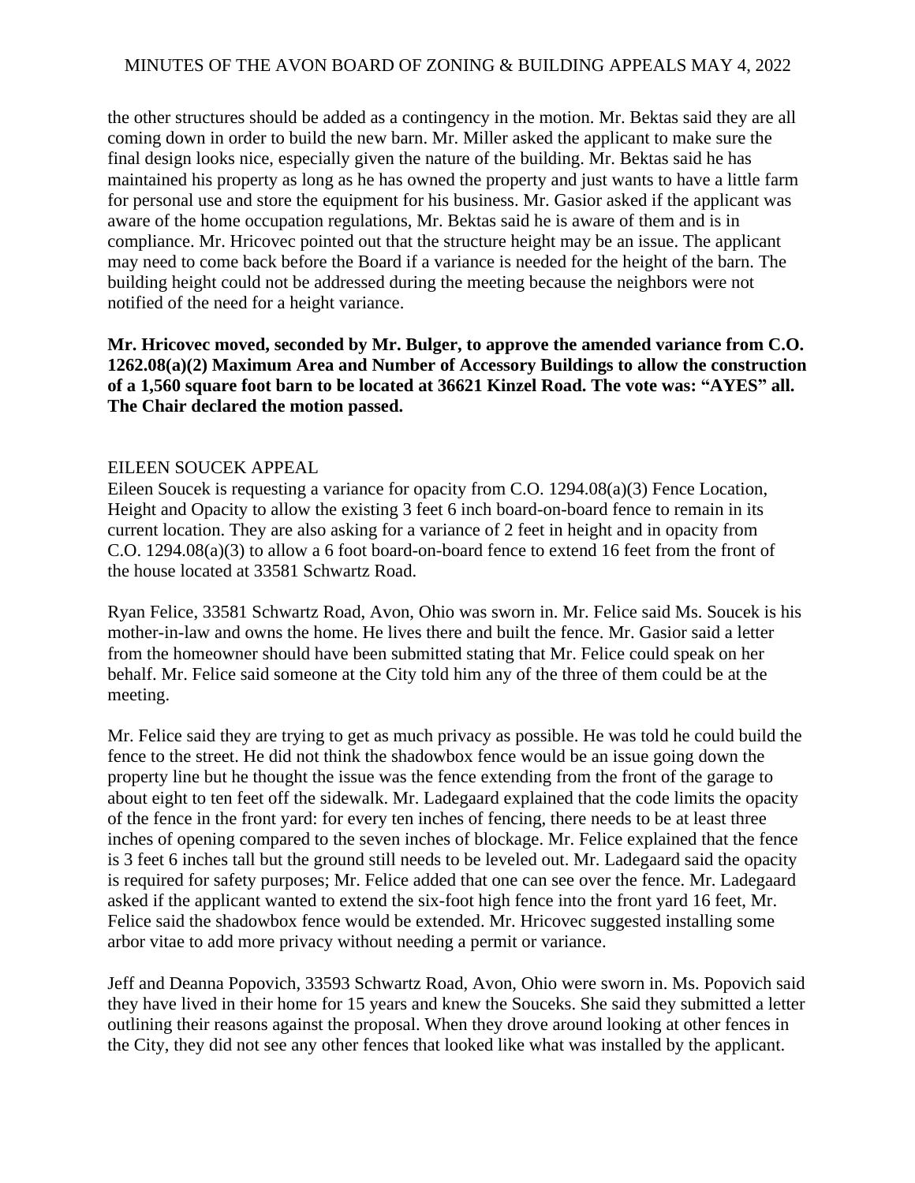the other structures should be added as a contingency in the motion. Mr. Bektas said they are all coming down in order to build the new barn. Mr. Miller asked the applicant to make sure the final design looks nice, especially given the nature of the building. Mr. Bektas said he has maintained his property as long as he has owned the property and just wants to have a little farm for personal use and store the equipment for his business. Mr. Gasior asked if the applicant was aware of the home occupation regulations, Mr. Bektas said he is aware of them and is in compliance. Mr. Hricovec pointed out that the structure height may be an issue. The applicant may need to come back before the Board if a variance is needed for the height of the barn. The building height could not be addressed during the meeting because the neighbors were not notified of the need for a height variance.

**Mr. Hricovec moved, seconded by Mr. Bulger, to approve the amended variance from C.O. 1262.08(a)(2) Maximum Area and Number of Accessory Buildings to allow the construction of a 1,560 square foot barn to be located at 36621 Kinzel Road. The vote was: "AYES" all. The Chair declared the motion passed.**

EILEEN SOUCEK APPEAL

Eileen Soucek is requesting a variance for opacity from C.O. 1294.08(a)(3) Fence Location, Height and Opacity to allow the existing 3 feet 6 inch board-on-board fence to remain in its current location. They are also asking for a variance of 2 feet in height and in opacity from C.O. 1294.08(a)(3) to allow a 6 foot board-on-board fence to extend 16 feet from the front of the house located at 33581 Schwartz Road.

Ryan Felice, 33581 Schwartz Road, Avon, Ohio was sworn in. Mr. Felice said Ms. Soucek is his mother-in-law and owns the home. He lives there and built the fence. Mr. Gasior said a letter from the homeowner should have been submitted stating that Mr. Felice could speak on her behalf. Mr. Felice said someone at the City told him any of the three of them could be at the meeting.

Mr. Felice said they are trying to get as much privacy as possible. He was told he could build the fence to the street. He did not think the shadowbox fence would be an issue going down the property line but he thought the issue was the fence extending from the front of the garage to about eight to ten feet off the sidewalk. Mr. Ladegaard explained that the code limits the opacity of the fence in the front yard: for every ten inches of fencing, there needs to be at least three inches of opening compared to the seven inches of blockage. Mr. Felice explained that the fence is 3 feet 6 inches tall but the ground still needs to be leveled out. Mr. Ladegaard said the opacity is required for safety purposes; Mr. Felice added that one can see over the fence. Mr. Ladegaard asked if the applicant wanted to extend the six-foot high fence into the front yard 16 feet, Mr. Felice said the shadowbox fence would be extended. Mr. Hricovec suggested installing some arbor vitae to add more privacy without needing a permit or variance.

Jeff and Deanna Popovich, 33593 Schwartz Road, Avon, Ohio were sworn in. Ms. Popovich said they have lived in their home for 15 years and knew the Souceks. She said they submitted a letter outlining their reasons against the proposal. When they drove around looking at other fences in the City, they did not see any other fences that looked like what was installed by the applicant.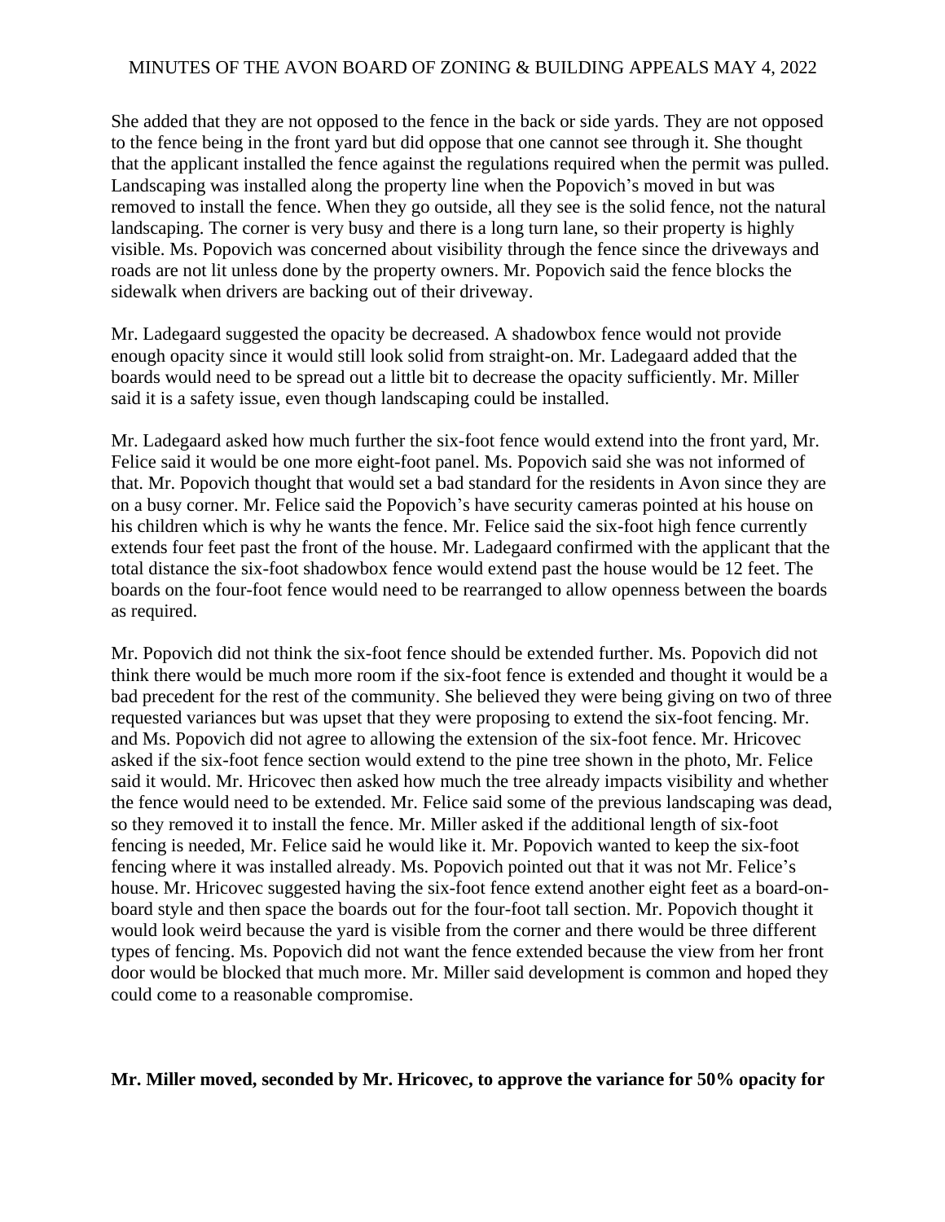She added that they are not opposed to the fence in the back or side yards. They are not opposed to the fence being in the front yard but did oppose that one cannot see through it. She thought that the applicant installed the fence against the regulations required when the permit was pulled. Landscaping was installed along the property line when the Popovich's moved in but was removed to install the fence. When they go outside, all they see is the solid fence, not the natural landscaping. The corner is very busy and there is a long turn lane, so their property is highly visible. Ms. Popovich was concerned about visibility through the fence since the driveways and roads are not lit unless done by the property owners. Mr. Popovich said the fence blocks the sidewalk when drivers are backing out of their driveway.

Mr. Ladegaard suggested the opacity be decreased. A shadowbox fence would not provide enough opacity since it would still look solid from straight-on. Mr. Ladegaard added that the boards would need to be spread out a little bit to decrease the opacity sufficiently. Mr. Miller said it is a safety issue, even though landscaping could be installed.

Mr. Ladegaard asked how much further the six-foot fence would extend into the front yard, Mr. Felice said it would be one more eight-foot panel. Ms. Popovich said she was not informed of that. Mr. Popovich thought that would set a bad standard for the residents in Avon since they are on a busy corner. Mr. Felice said the Popovich's have security cameras pointed at his house on his children which is why he wants the fence. Mr. Felice said the six-foot high fence currently extends four feet past the front of the house. Mr. Ladegaard confirmed with the applicant that the total distance the six-foot shadowbox fence would extend past the house would be 12 feet. The boards on the four-foot fence would need to be rearranged to allow openness between the boards as required.

Mr. Popovich did not think the six-foot fence should be extended further. Ms. Popovich did not think there would be much more room if the six-foot fence is extended and thought it would be a bad precedent for the rest of the community. She believed they were being giving on two of three requested variances but was upset that they were proposing to extend the six-foot fencing. Mr. and Ms. Popovich did not agree to allowing the extension of the six-foot fence. Mr. Hricovec asked if the six-foot fence section would extend to the pine tree shown in the photo, Mr. Felice said it would. Mr. Hricovec then asked how much the tree already impacts visibility and whether the fence would need to be extended. Mr. Felice said some of the previous landscaping was dead, so they removed it to install the fence. Mr. Miller asked if the additional length of six-foot fencing is needed, Mr. Felice said he would like it. Mr. Popovich wanted to keep the six-foot fencing where it was installed already. Ms. Popovich pointed out that it was not Mr. Felice's house. Mr. Hricovec suggested having the six-foot fence extend another eight feet as a board-on-board style and then space the boards out for the four-foot tall section. Mr. Popovich thought it would look weird because the yard is visible from the corner and there would be three different types of fencing. Ms. Popovich did not want the fence extended because the view from her front door would be blocked that much more. Mr. Miller said development is common and hoped they could come to a reasonable compromise.

**Mr. Miller moved, seconded by Mr. Hricovec, to approve the variance for 50% opacity for**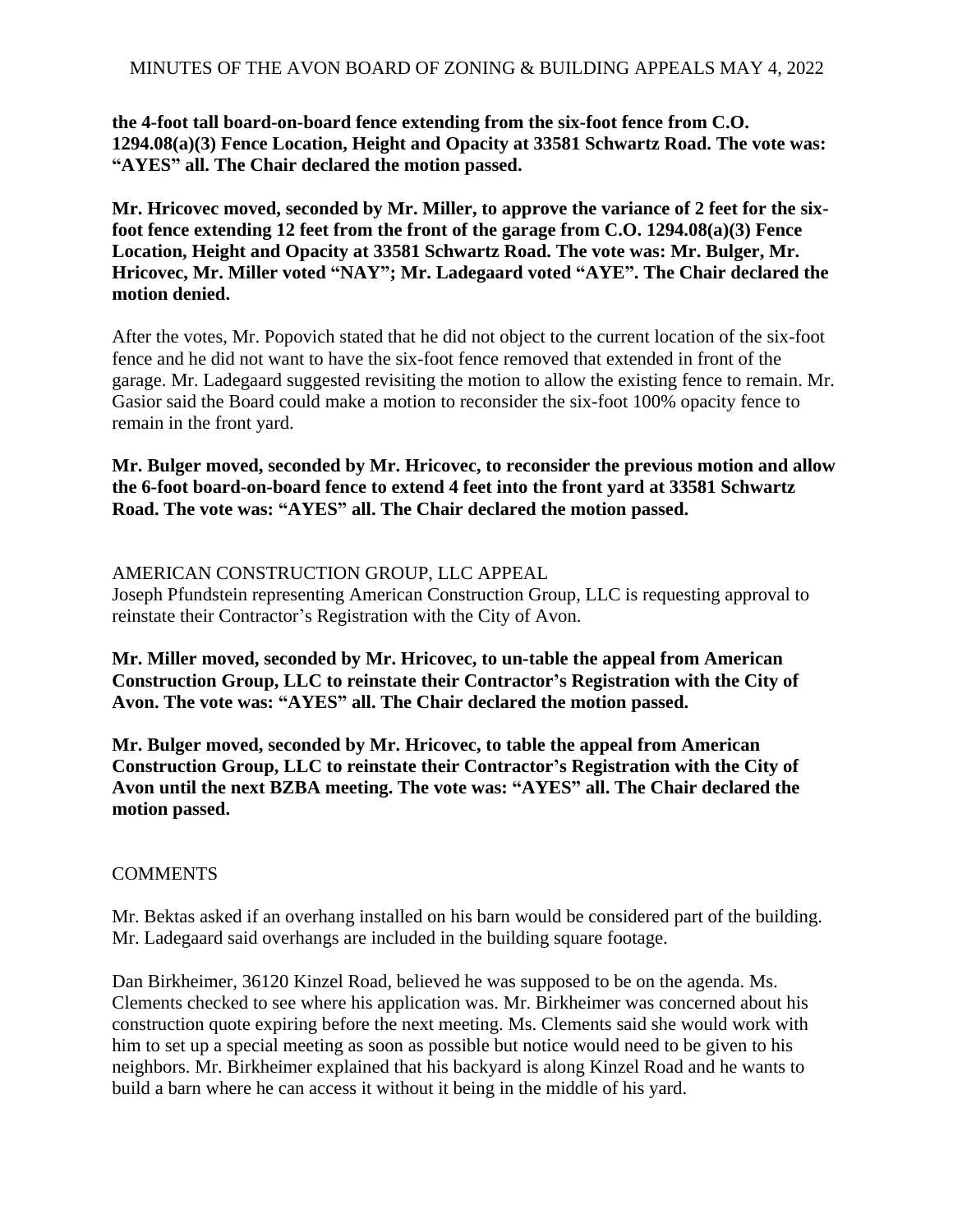**the 4-foot tall board-on-board fence extending from the six-foot fence from C.O. 1294.08(a)(3) Fence Location, Height and Opacity at 33581 Schwartz Road. The vote was: "AYES" all. The Chair declared the motion passed.**

**Mr. Hricovec moved, seconded by Mr. Miller, to approve the variance of 2 feet for the six-foot fence extending 12 feet from the front of the garage from C.O. 1294.08(a)(3) Fence Location, Height and Opacity at 33581 Schwartz Road. The vote was: Mr. Bulger, Mr. Hricovec, Mr. Miller voted "NAY"; Mr. Ladegaard voted "AYE". The Chair declared the motion denied.**

After the votes, Mr. Popovich stated that he did not object to the current location of the six-foot fence and he did not want to have the six-foot fence removed that extended in front of the garage. Mr. Ladegaard suggested revisiting the motion to allow the existing fence to remain. Mr. Gasior said the Board could make a motion to reconsider the six-foot 100% opacity fence to remain in the front yard.

**Mr. Bulger moved, seconded by Mr. Hricovec, to reconsider the previous motion and allow the 6-foot board-on-board fence to extend 4 feet into the front yard at 33581 Schwartz Road. The vote was: "AYES" all. The Chair declared the motion passed.**

AMERICAN CONSTRUCTION GROUP, LLC APPEAL

Joseph Pfundstein representing American Construction Group, LLC is requesting approval to reinstate their Contractor's Registration with the City of Avon.

**Mr. Miller moved, seconded by Mr. Hricovec, to un-table the appeal from American Construction Group, LLC to reinstate their Contractor's Registration with the City of Avon. The vote was: "AYES" all. The Chair declared the motion passed.**

**Mr. Bulger moved, seconded by Mr. Hricovec, to table the appeal from American Construction Group, LLC to reinstate their Contractor's Registration with the City of Avon until the next BZBA meeting. The vote was: "AYES" all. The Chair declared the motion passed.**

COMMENTS

Mr. Bektas asked if an overhang installed on his barn would be considered part of the building. Mr. Ladegaard said overhangs are included in the building square footage.

Dan Birkheimer, 36120 Kinzel Road, believed he was supposed to be on the agenda. Ms. Clements checked to see where his application was. Mr. Birkheimer was concerned about his construction quote expiring before the next meeting. Ms. Clements said she would work with him to set up a special meeting as soon as possible but notice would need to be given to his neighbors. Mr. Birkheimer explained that his backyard is along Kinzel Road and he wants to build a barn where he can access it without it being in the middle of his yard.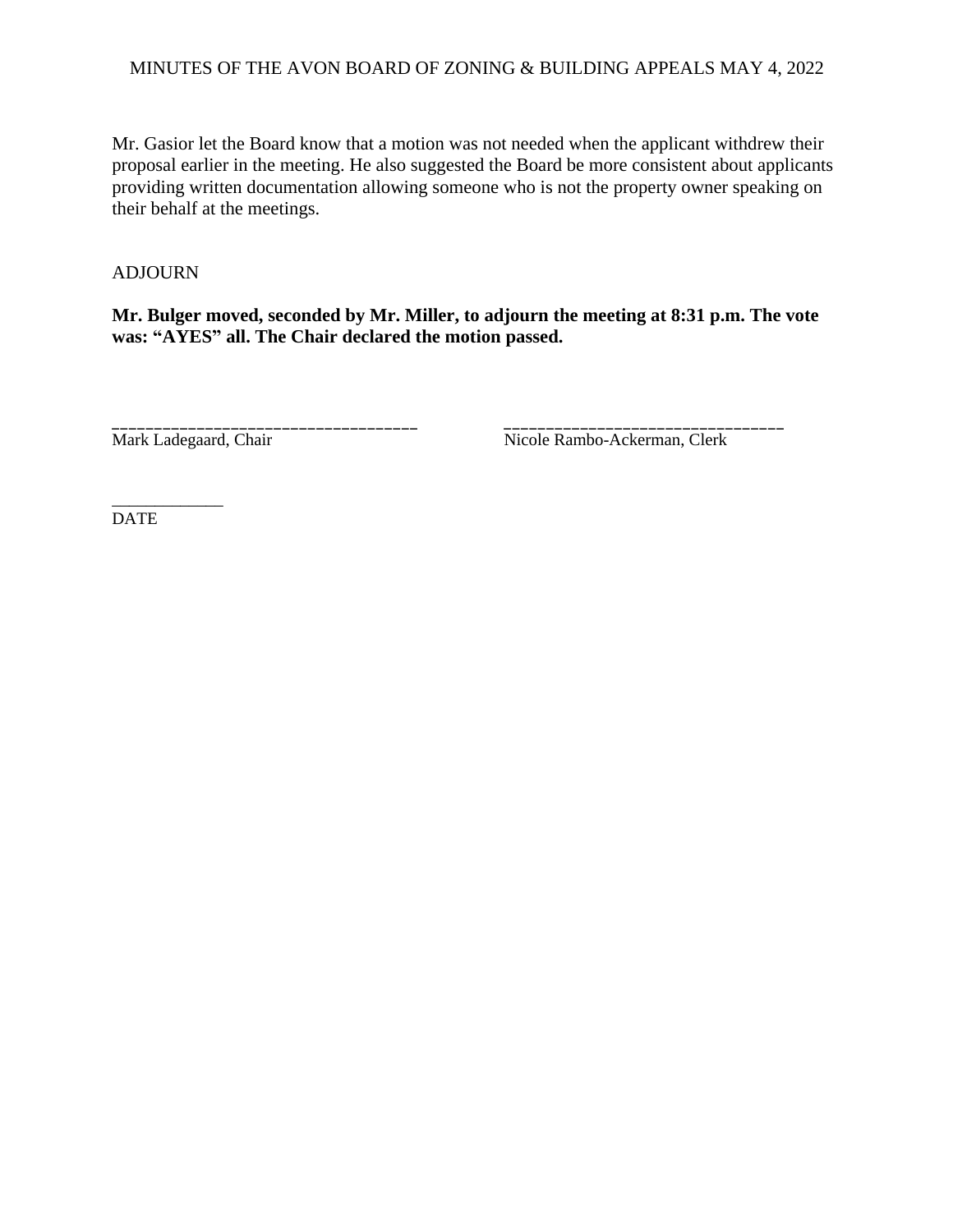Mr. Gasior let the Board know that a motion was not needed when the applicant withdrew their proposal earlier in the meeting. He also suggested the Board be more consistent about applicants providing written documentation allowing someone who is not the property owner speaking on their behalf at the meetings.

ADJOURN

**Mr. Bulger moved, seconded by Mr. Miller, to adjourn the meeting at 8:31 p.m. The vote was: "AYES" all. The Chair declared the motion passed.**

\_\_\_\_\_\_\_\_\_\_\_\_\_\_\_\_\_\_\_\_\_\_\_\_\_\_\_\_\_\_\_\_\_\_\_\_
Mark Ladegaard, Chair

\_\_\_\_\_\_\_\_\_\_\_\_\_\_\_\_\_\_\_\_\_\_\_\_\_\_\_\_\_\_\_\_\_
Nicole Rambo-Ackerman, Clerk

\_\_\_\_\_\_\_\_\_\_\_\_\_
DATE